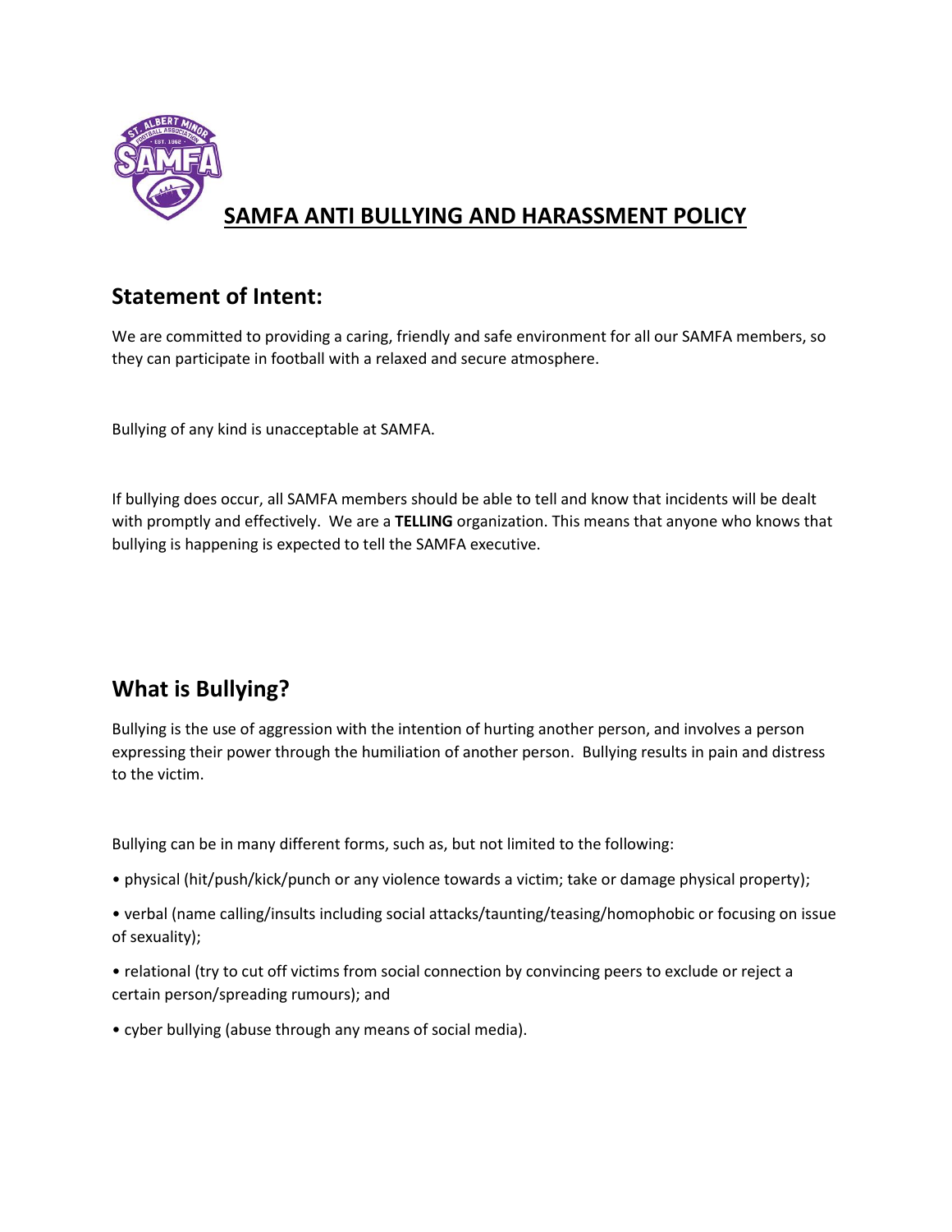# SAMFA ANTI BULLYING AND HARASSMENT POLICY

## Statement of Intent:

We are committed to providing a caring, friendly and safe environment for all our SAMFA members, so they can participate in football with a relaxed and secure atmosphere.

Bullying of any kind is unacceptable at SAMFA.

If bullying does occur, all SAMFA members should be able to tell and know that incidents will be dealt with promptly and effectively. We are a **TELLING** organization. This means that anyone who knows that bullying is happening is expected to tell the SAMFA executive.

## What is Bullying?

Bullying is the use of aggression with the intention of hurting another person, and involves a person expressing their power through the humiliation of another person. Bullying results in pain and distress to the victim.

Bullying can be in many different forms, such as, but not limited to the following:

- physical (hit/push/kick/punch or any violence towards a victim; take or damage physical property);
- verbal (name calling/insults including social attacks/taunting/teasing/homophobic or focusing on issue of sexuality);
- relational (try to cut off victims from social connection by convincing peers to exclude or reject a certain person/spreading rumours); and
- cyber bullying (abuse through any means of social media).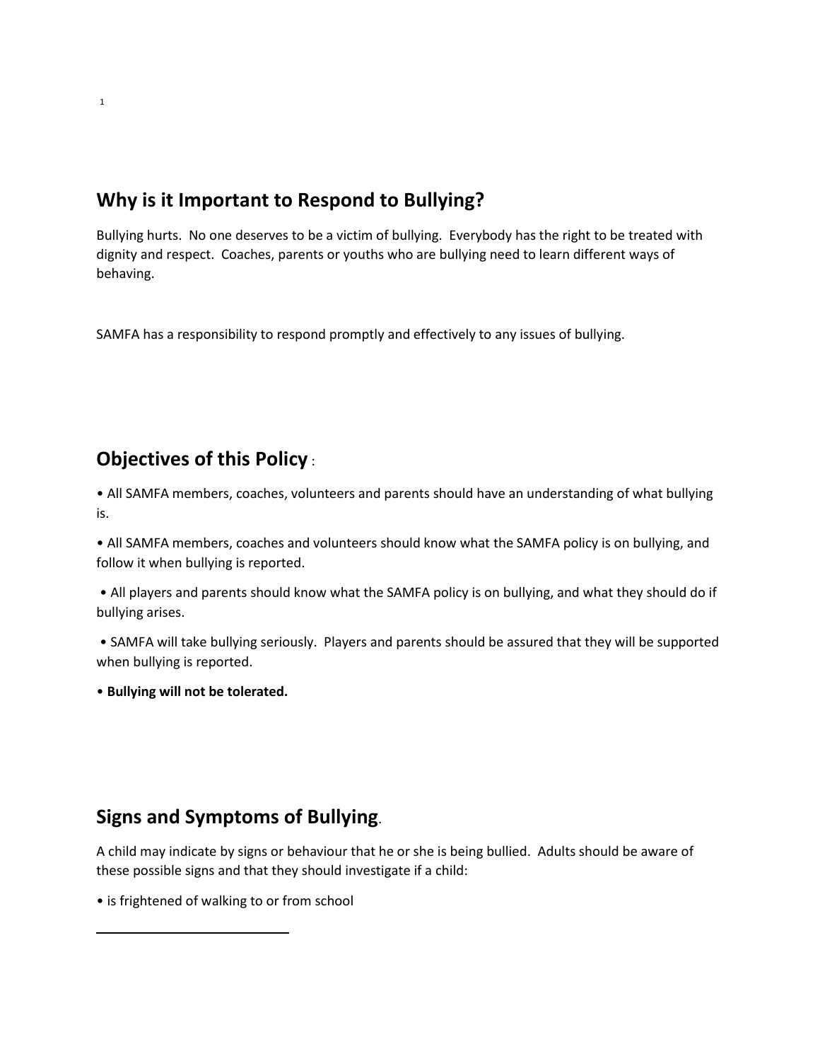[1]

## Why is it Important to Respond to Bullying?

Bullying hurts. No one deserves to be a victim of bullying. Everybody has the right to be treated with dignity and respect. Coaches, parents or youths who are bullying need to learn different ways of behaving.

SAMFA has a responsibility to respond promptly and effectively to any issues of bullying.

## Objectives of this Policy :

- All SAMFA members, coaches, volunteers and parents should have an understanding of what bullying is.
- All SAMFA members, coaches and volunteers should know what the SAMFA policy is on bullying, and follow it when bullying is reported.
- All players and parents should know what the SAMFA policy is on bullying, and what they should do if bullying arises.
- SAMFA will take bullying seriously. Players and parents should be assured that they will be supported when bullying is reported.
- **Bullying will not be tolerated.**

## Signs and Symptoms of Bullying.

A child may indicate by signs or behaviour that he or she is being bullied. Adults should be aware of these possible signs and that they should investigate if a child:

- is frightened of walking to or from school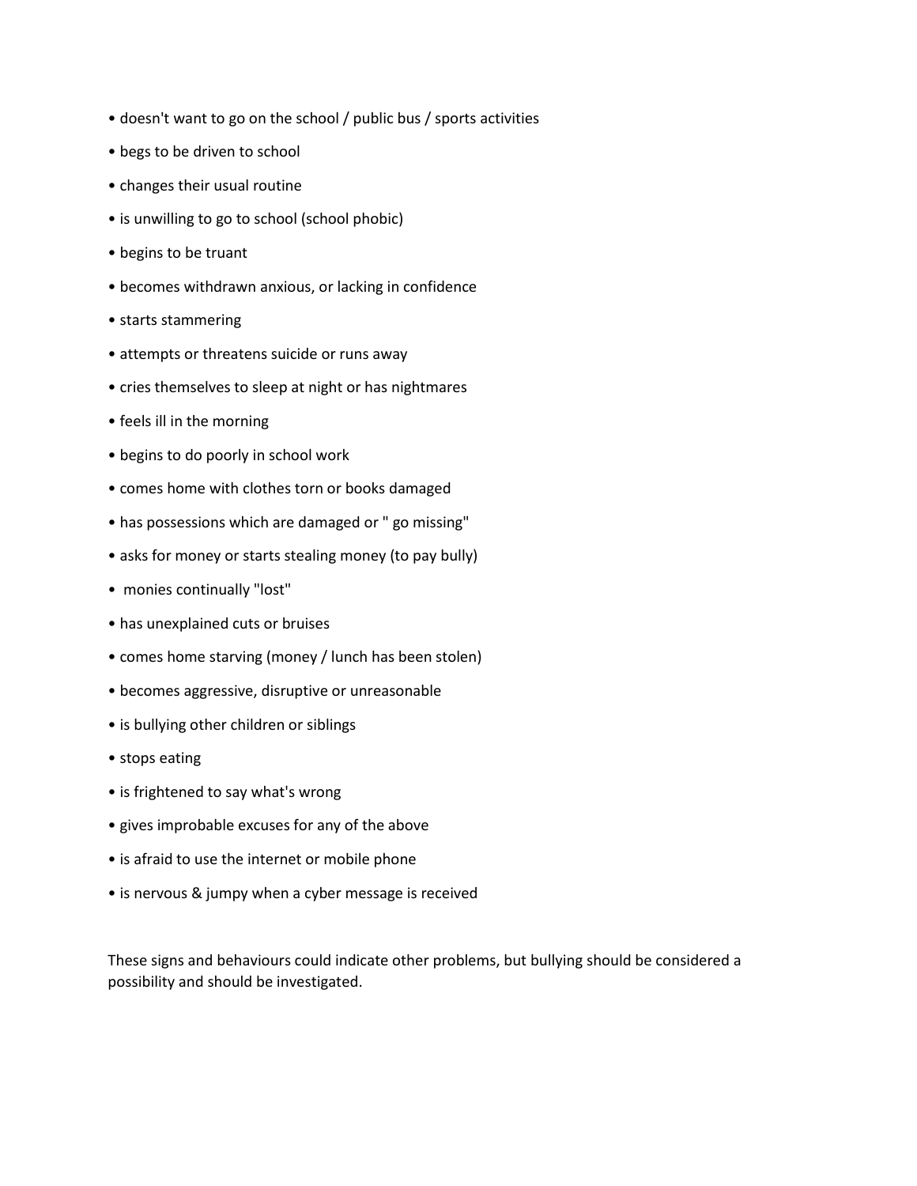- doesn't want to go on the school / public bus / sports activities
- begs to be driven to school
- changes their usual routine
- is unwilling to go to school (school phobic)
- begins to be truant
- becomes withdrawn anxious, or lacking in confidence
- starts stammering
- attempts or threatens suicide or runs away
- cries themselves to sleep at night or has nightmares
- feels ill in the morning
- begins to do poorly in school work
- comes home with clothes torn or books damaged
- has possessions which are damaged or " go missing"
- asks for money or starts stealing money (to pay bully)
- monies continually "lost"
- has unexplained cuts or bruises
- comes home starving (money / lunch has been stolen)
- becomes aggressive, disruptive or unreasonable
- is bullying other children or siblings
- stops eating
- is frightened to say what's wrong
- gives improbable excuses for any of the above
- is afraid to use the internet or mobile phone
- is nervous & jumpy when a cyber message is received

These signs and behaviours could indicate other problems, but bullying should be considered a possibility and should be investigated.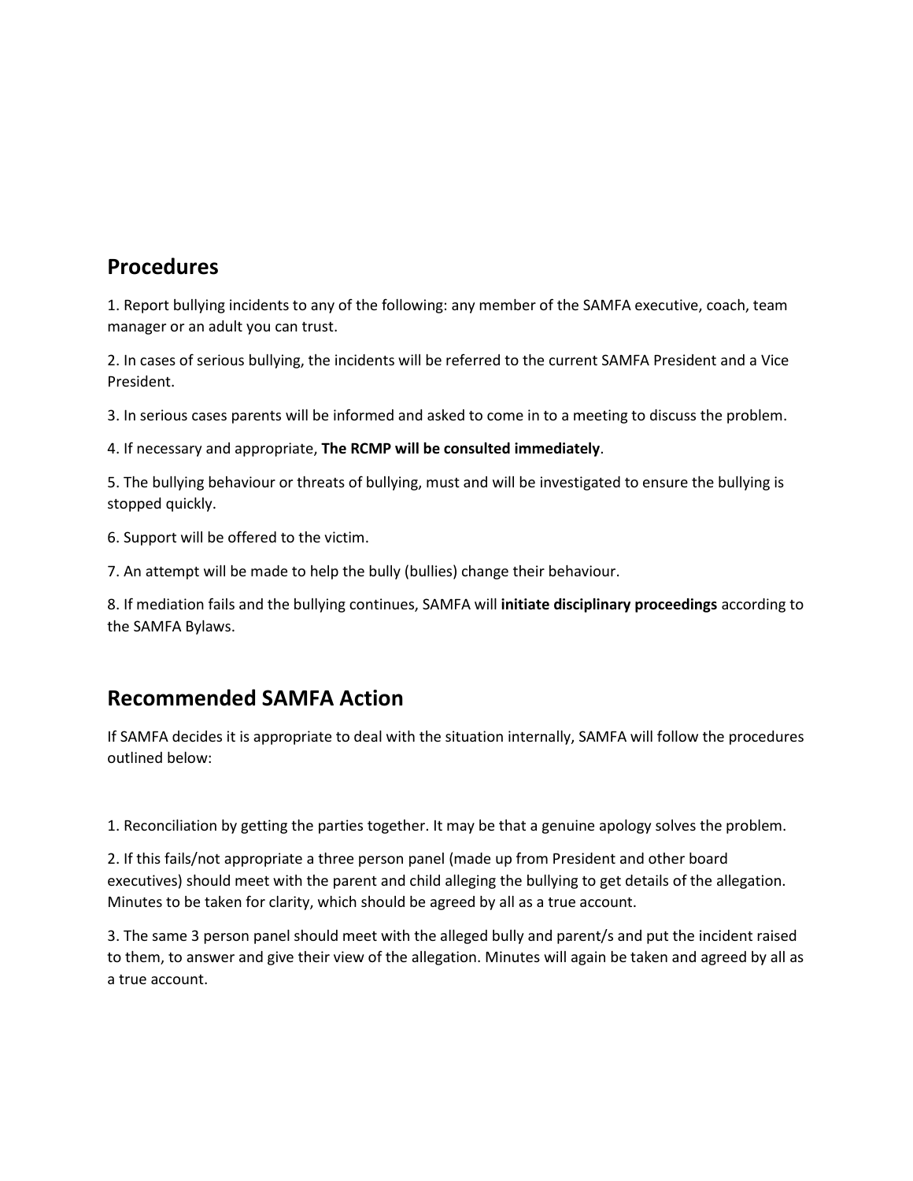## Procedures

1. Report bullying incidents to any of the following: any member of the SAMFA executive, coach, team manager or an adult you can trust.

2. In cases of serious bullying, the incidents will be referred to the current SAMFA President and a Vice President.

3. In serious cases parents will be informed and asked to come in to a meeting to discuss the problem.

4. If necessary and appropriate, **The RCMP will be consulted immediately**.

5. The bullying behaviour or threats of bullying, must and will be investigated to ensure the bullying is stopped quickly.

6. Support will be offered to the victim.

7. An attempt will be made to help the bully (bullies) change their behaviour.

8. If mediation fails and the bullying continues, SAMFA will **initiate disciplinary proceedings** according to the SAMFA Bylaws.

## Recommended SAMFA Action

If SAMFA decides it is appropriate to deal with the situation internally, SAMFA will follow the procedures outlined below:

1. Reconciliation by getting the parties together. It may be that a genuine apology solves the problem.

2. If this fails/not appropriate a three person panel (made up from President and other board executives) should meet with the parent and child alleging the bullying to get details of the allegation. Minutes to be taken for clarity, which should be agreed by all as a true account.

3. The same 3 person panel should meet with the alleged bully and parent/s and put the incident raised to them, to answer and give their view of the allegation. Minutes will again be taken and agreed by all as a true account.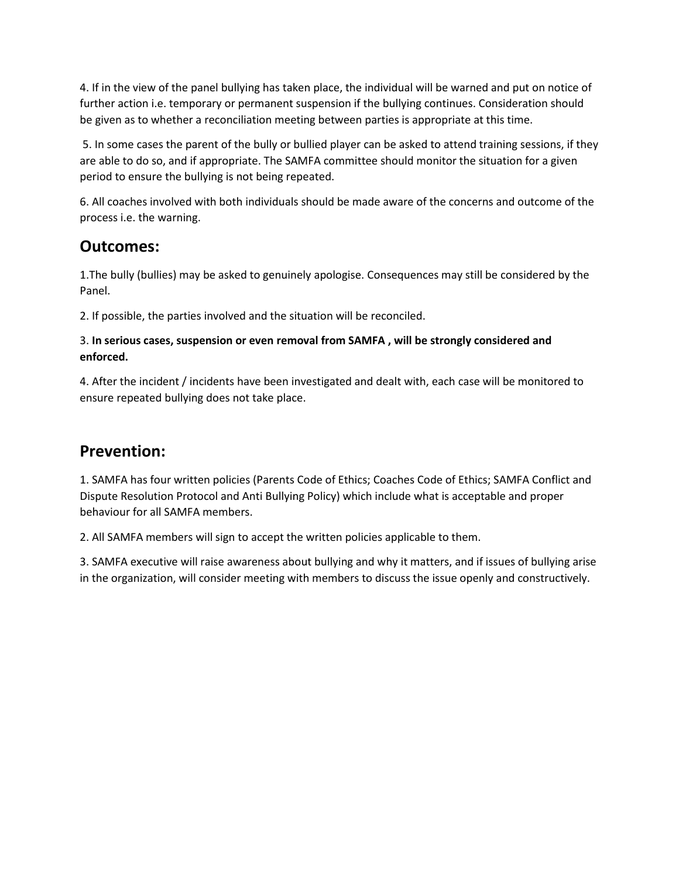4. If in the view of the panel bullying has taken place, the individual will be warned and put on notice of further action i.e. temporary or permanent suspension if the bullying continues. Consideration should be given as to whether a reconciliation meeting between parties is appropriate at this time.

5. In some cases the parent of the bully or bullied player can be asked to attend training sessions, if they are able to do so, and if appropriate. The SAMFA committee should monitor the situation for a given period to ensure the bullying is not being repeated.

6. All coaches involved with both individuals should be made aware of the concerns and outcome of the process i.e. the warning.

## Outcomes:

1.The bully (bullies) may be asked to genuinely apologise. Consequences may still be considered by the Panel.

2. If possible, the parties involved and the situation will be reconciled.

3. **In serious cases, suspension or even removal from SAMFA , will be strongly considered and enforced.**

4. After the incident / incidents have been investigated and dealt with, each case will be monitored to ensure repeated bullying does not take place.

## Prevention:

1. SAMFA has four written policies (Parents Code of Ethics; Coaches Code of Ethics; SAMFA Conflict and Dispute Resolution Protocol and Anti Bullying Policy) which include what is acceptable and proper behaviour for all SAMFA members.

2. All SAMFA members will sign to accept the written policies applicable to them.

3. SAMFA executive will raise awareness about bullying and why it matters, and if issues of bullying arise in the organization, will consider meeting with members to discuss the issue openly and constructively.